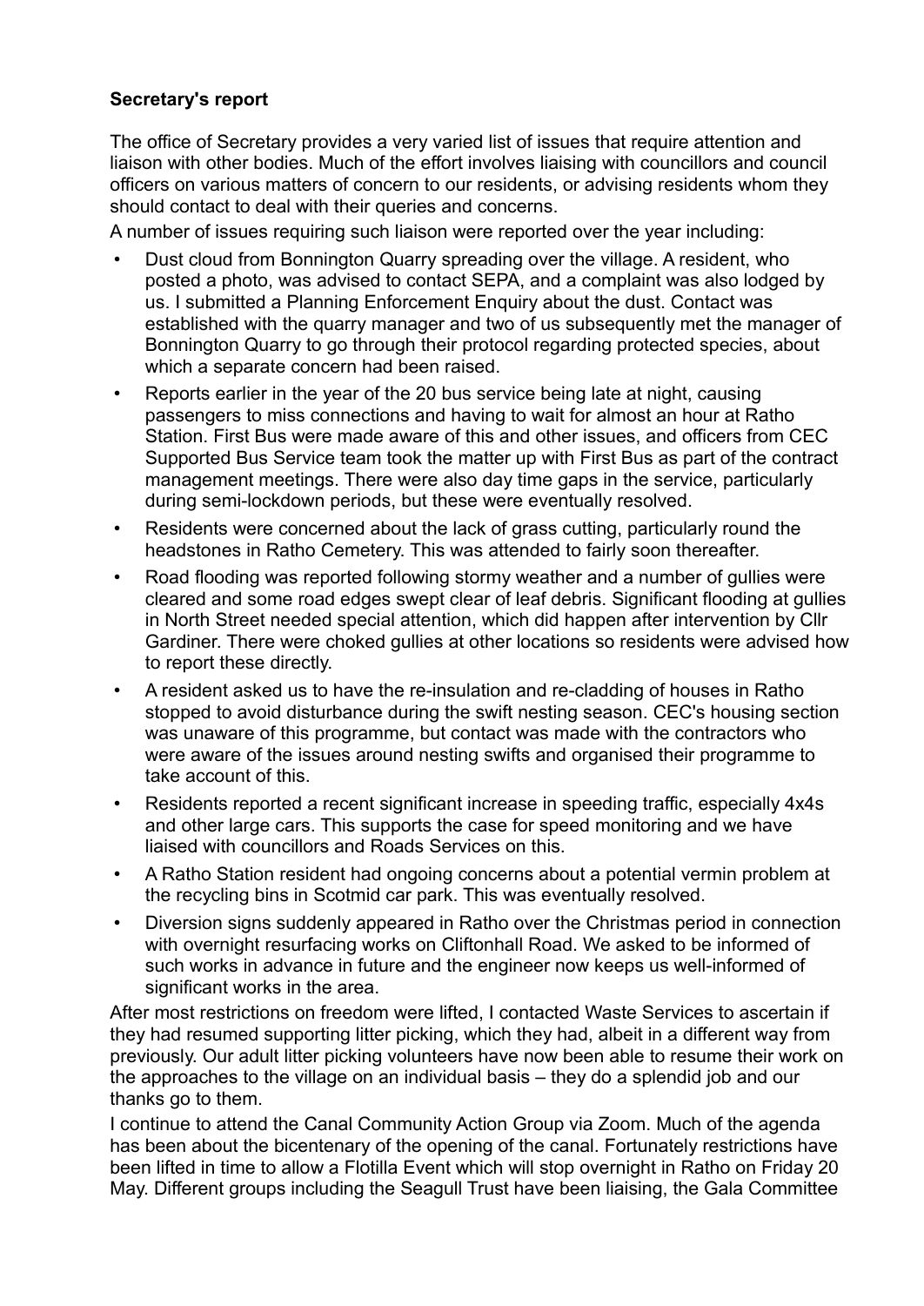**Secretary's report**

The office of Secretary provides a very varied list of issues that require attention and liaison with other bodies. Much of the effort involves liaising with councillors and council officers on various matters of concern to our residents, or advising residents whom they should contact to deal with their queries and concerns.

A number of issues requiring such liaison were reported over the year including:

- Dust cloud from Bonnington Quarry spreading over the village. A resident, who posted a photo, was advised to contact SEPA, and a complaint was also lodged by us. I submitted a Planning Enforcement Enquiry about the dust. Contact was established with the quarry manager and two of us subsequently met the manager of Bonnington Quarry to go through their protocol regarding protected species, about which a separate concern had been raised.
- Reports earlier in the year of the 20 bus service being late at night, causing passengers to miss connections and having to wait for almost an hour at Ratho Station. First Bus were made aware of this and other issues, and officers from CEC Supported Bus Service team took the matter up with First Bus as part of the contract management meetings. There were also day time gaps in the service, particularly during semi-lockdown periods, but these were eventually resolved.
- Residents were concerned about the lack of grass cutting, particularly round the headstones in Ratho Cemetery. This was attended to fairly soon thereafter.
- Road flooding was reported following stormy weather and a number of gullies were cleared and some road edges swept clear of leaf debris. Significant flooding at gullies in North Street needed special attention, which did happen after intervention by Cllr Gardiner. There were choked gullies at other locations so residents were advised how to report these directly.
- A resident asked us to have the re-insulation and re-cladding of houses in Ratho stopped to avoid disturbance during the swift nesting season. CEC's housing section was unaware of this programme, but contact was made with the contractors who were aware of the issues around nesting swifts and organised their programme to take account of this.
- Residents reported a recent significant increase in speeding traffic, especially 4x4s and other large cars. This supports the case for speed monitoring and we have liaised with councillors and Roads Services on this.
- A Ratho Station resident had ongoing concerns about a potential vermin problem at the recycling bins in Scotmid car park. This was eventually resolved.
- Diversion signs suddenly appeared in Ratho over the Christmas period in connection with overnight resurfacing works on Cliftonhall Road. We asked to be informed of such works in advance in future and the engineer now keeps us well-informed of significant works in the area.

After most restrictions on freedom were lifted, I contacted Waste Services to ascertain if they had resumed supporting litter picking, which they had, albeit in a different way from previously. Our adult litter picking volunteers have now been able to resume their work on the approaches to the village on an individual basis – they do a splendid job and our thanks go to them.

I continue to attend the Canal Community Action Group via Zoom. Much of the agenda has been about the bicentenary of the opening of the canal. Fortunately restrictions have been lifted in time to allow a Flotilla Event which will stop overnight in Ratho on Friday 20 May. Different groups including the Seagull Trust have been liaising, the Gala Committee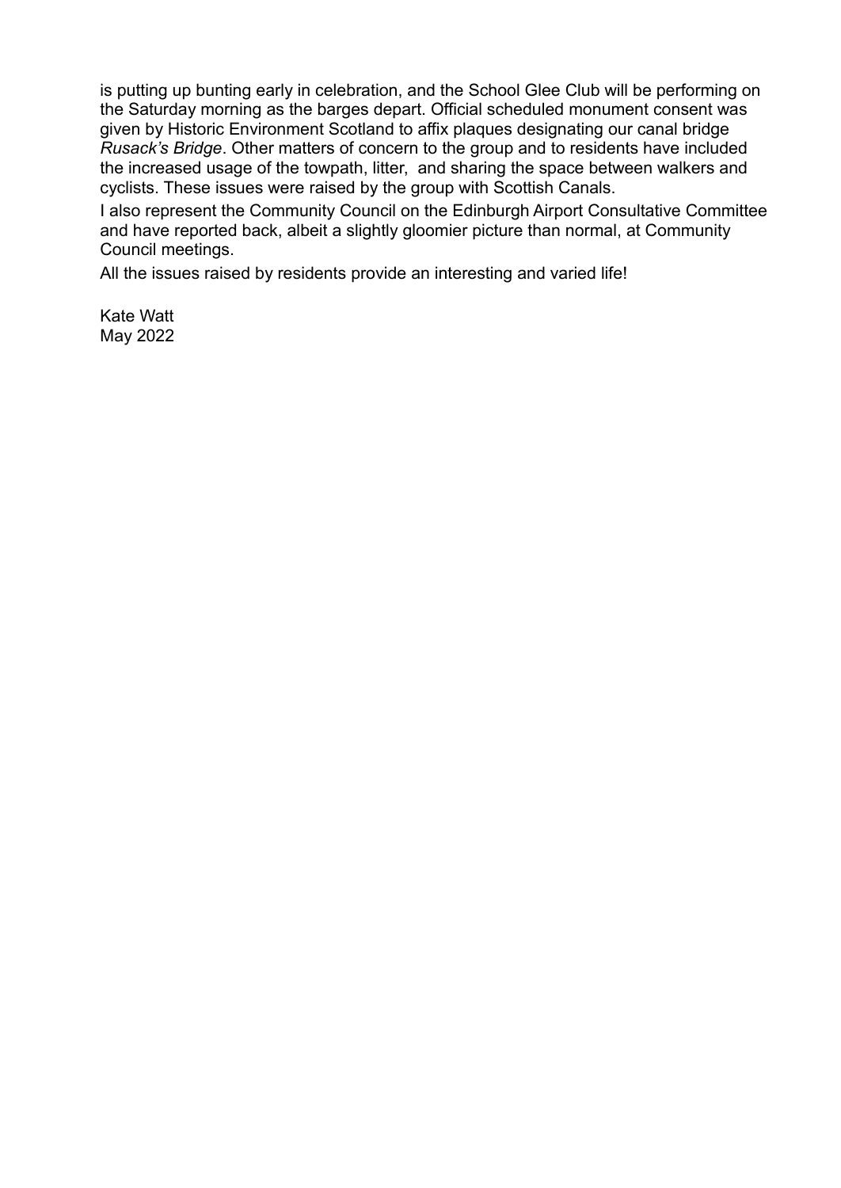is putting up bunting early in celebration, and the School Glee Club will be performing on the Saturday morning as the barges depart. Official scheduled monument consent was given by Historic Environment Scotland to affix plaques designating our canal bridge *Rusack's Bridge*. Other matters of concern to the group and to residents have included the increased usage of the towpath, litter, and sharing the space between walkers and cyclists. These issues were raised by the group with Scottish Canals.

I also represent the Community Council on the Edinburgh Airport Consultative Committee and have reported back, albeit a slightly gloomier picture than normal, at Community Council meetings.

All the issues raised by residents provide an interesting and varied life!

Kate Watt
May 2022